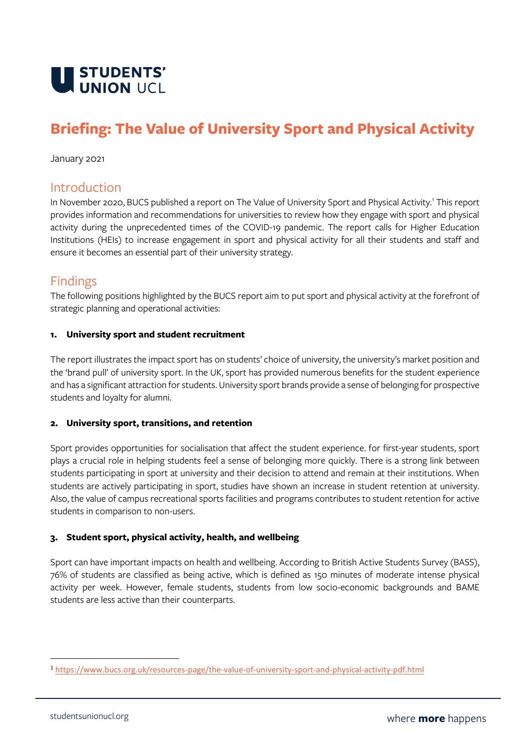**STUDENTS' UNION UCL**

# Briefing: The Value of University Sport and Physical Activity

January 2021

## Introduction

In November 2020, BUCS published a report on The Value of University Sport and Physical Activity.[1] This report provides information and recommendations for universities to review how they engage with sport and physical activity during the unprecedented times of the COVID-19 pandemic. The report calls for Higher Education Institutions (HEIs) to increase engagement in sport and physical activity for all their students and staff and ensure it becomes an essential part of their university strategy.

## Findings

The following positions highlighted by the BUCS report aim to put sport and physical activity at the forefront of strategic planning and operational activities:

### 1. University sport and student recruitment

The report illustrates the impact sport has on students' choice of university, the university's market position and the 'brand pull' of university sport. In the UK, sport has provided numerous benefits for the student experience and has a significant attraction for students. University sport brands provide a sense of belonging for prospective students and loyalty for alumni.

### 2. University sport, transitions, and retention

Sport provides opportunities for socialisation that affect the student experience. for first-year students, sport plays a crucial role in helping students feel a sense of belonging more quickly. There is a strong link between students participating in sport at university and their decision to attend and remain at their institutions. When students are actively participating in sport, studies have shown an increase in student retention at university. Also, the value of campus recreational sports facilities and programs contributes to student retention for active students in comparison to non-users.

### 3. Student sport, physical activity, health, and wellbeing

Sport can have important impacts on health and wellbeing. According to British Active Students Survey (BASS), 76% of students are classified as being active, which is defined as 150 minutes of moderate intense physical activity per week. However, female students, students from low socio-economic backgrounds and BAME students are less active than their counterparts.

---

[1] https://www.bucs.org.uk/resources-page/the-value-of-university-sport-and-physical-activity-pdf.html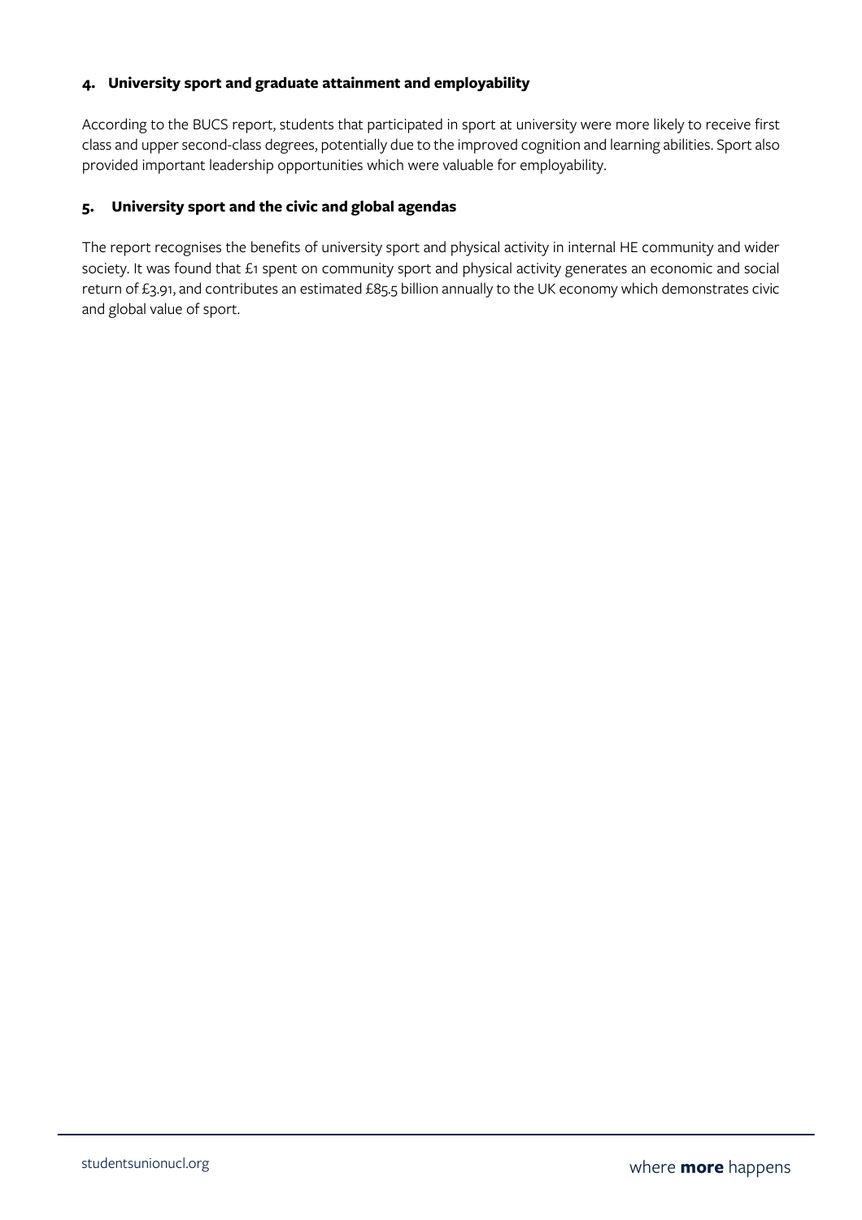### 4. University sport and graduate attainment and employability

According to the BUCS report, students that participated in sport at university were more likely to receive first class and upper second-class degrees, potentially due to the improved cognition and learning abilities. Sport also provided important leadership opportunities which were valuable for employability.

### 5. University sport and the civic and global agendas

The report recognises the benefits of university sport and physical activity in internal HE community and wider society. It was found that £1 spent on community sport and physical activity generates an economic and social return of £3.91, and contributes an estimated £85.5 billion annually to the UK economy which demonstrates civic and global value of sport.